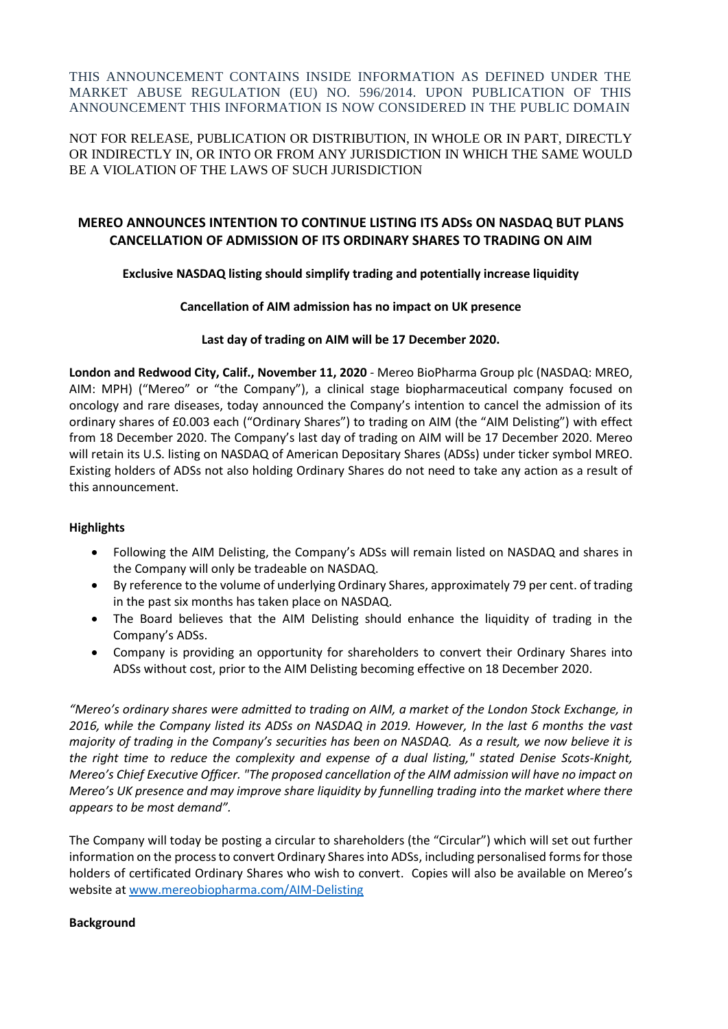THIS ANNOUNCEMENT CONTAINS INSIDE INFORMATION AS DEFINED UNDER THE MARKET ABUSE REGULATION (EU) NO. 596/2014. UPON PUBLICATION OF THIS ANNOUNCEMENT THIS INFORMATION IS NOW CONSIDERED IN THE PUBLIC DOMAIN

NOT FOR RELEASE, PUBLICATION OR DISTRIBUTION, IN WHOLE OR IN PART, DIRECTLY OR INDIRECTLY IN, OR INTO OR FROM ANY JURISDICTION IN WHICH THE SAME WOULD BE A VIOLATION OF THE LAWS OF SUCH JURISDICTION

# MEREO ANNOUNCES INTENTION TO CONTINUE LISTING ITS ADSs ON NASDAQ BUT PLANS CANCELLATION OF ADMISSION OF ITS ORDINARY SHARES TO TRADING ON AIM

**Exclusive NASDAQ listing should simplify trading and potentially increase liquidity**

**Cancellation of AIM admission has no impact on UK presence**

**Last day of trading on AIM will be 17 December 2020.**

**London and Redwood City, Calif., November 11, 2020** - Mereo BioPharma Group plc (NASDAQ: MREO, AIM: MPH) ("Mereo" or "the Company"), a clinical stage biopharmaceutical company focused on oncology and rare diseases, today announced the Company's intention to cancel the admission of its ordinary shares of £0.003 each ("Ordinary Shares") to trading on AIM (the "AIM Delisting") with effect from 18 December 2020. The Company's last day of trading on AIM will be 17 December 2020. Mereo will retain its U.S. listing on NASDAQ of American Depositary Shares (ADSs) under ticker symbol MREO. Existing holders of ADSs not also holding Ordinary Shares do not need to take any action as a result of this announcement.

**Highlights**

- Following the AIM Delisting, the Company's ADSs will remain listed on NASDAQ and shares in the Company will only be tradeable on NASDAQ.
- By reference to the volume of underlying Ordinary Shares, approximately 79 per cent. of trading in the past six months has taken place on NASDAQ.
- The Board believes that the AIM Delisting should enhance the liquidity of trading in the Company's ADSs.
- Company is providing an opportunity for shareholders to convert their Ordinary Shares into ADSs without cost, prior to the AIM Delisting becoming effective on 18 December 2020.

*"Mereo's ordinary shares were admitted to trading on AIM, a market of the London Stock Exchange, in 2016, while the Company listed its ADSs on NASDAQ in 2019. However, In the last 6 months the vast majority of trading in the Company's securities has been on NASDAQ. As a result, we now believe it is the right time to reduce the complexity and expense of a dual listing," stated Denise Scots-Knight, Mereo's Chief Executive Officer. "The proposed cancellation of the AIM admission will have no impact on Mereo's UK presence and may improve share liquidity by funnelling trading into the market where there appears to be most demand".*

The Company will today be posting a circular to shareholders (the "Circular") which will set out further information on the process to convert Ordinary Shares into ADSs, including personalised forms for those holders of certificated Ordinary Shares who wish to convert. Copies will also be available on Mereo's website at www.mereobiopharma.com/AIM-Delisting

**Background**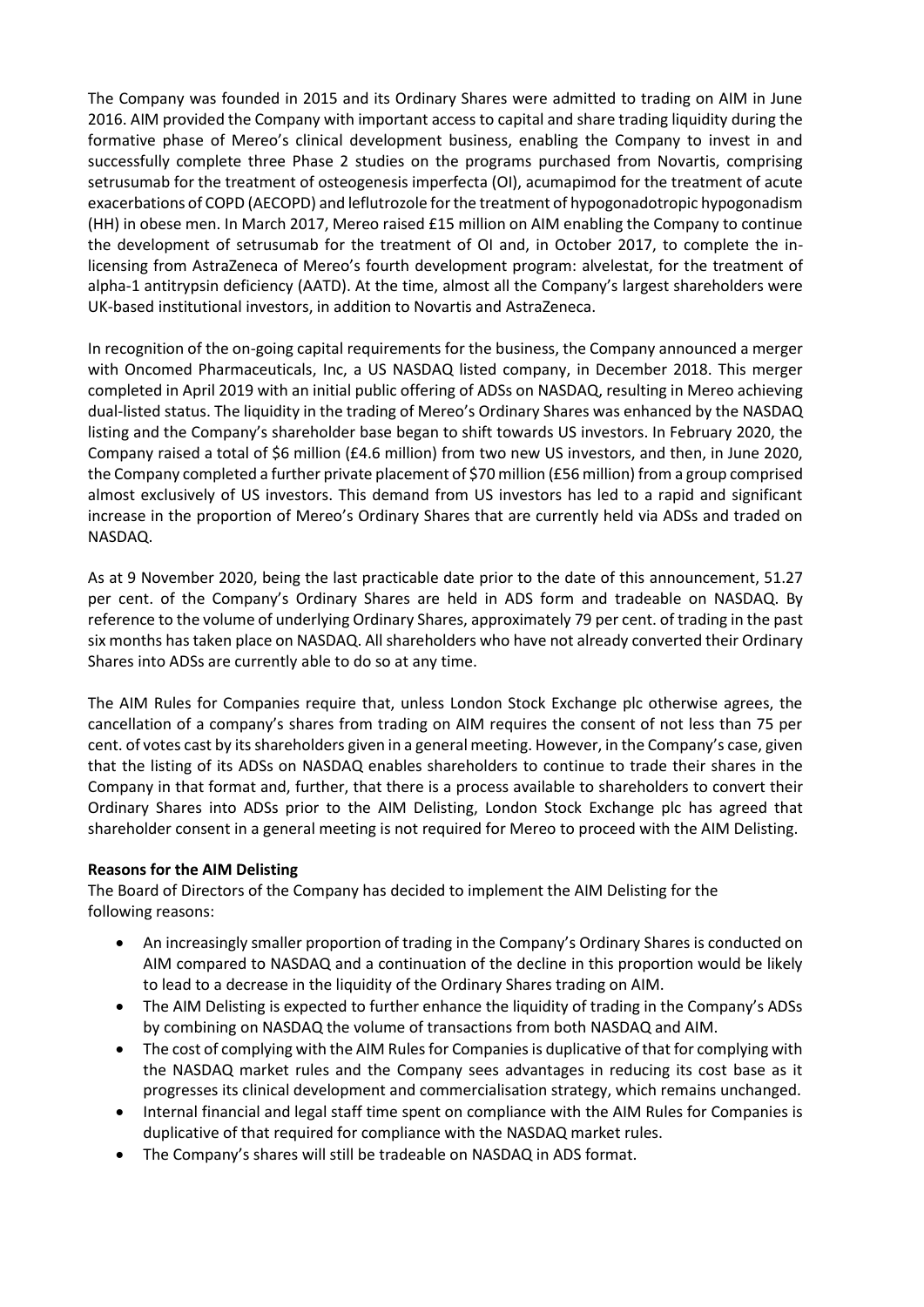The Company was founded in 2015 and its Ordinary Shares were admitted to trading on AIM in June 2016. AIM provided the Company with important access to capital and share trading liquidity during the formative phase of Mereo's clinical development business, enabling the Company to invest in and successfully complete three Phase 2 studies on the programs purchased from Novartis, comprising setrusumab for the treatment of osteogenesis imperfecta (OI), acumapimod for the treatment of acute exacerbations of COPD (AECOPD) and leflutrozole for the treatment of hypogonadotropic hypogonadism (HH) in obese men. In March 2017, Mereo raised £15 million on AIM enabling the Company to continue the development of setrusumab for the treatment of OI and, in October 2017, to complete the in-licensing from AstraZeneca of Mereo's fourth development program: alvelestat, for the treatment of alpha-1 antitrypsin deficiency (AATD). At the time, almost all the Company's largest shareholders were UK-based institutional investors, in addition to Novartis and AstraZeneca.

In recognition of the on-going capital requirements for the business, the Company announced a merger with Oncomed Pharmaceuticals, Inc, a US NASDAQ listed company, in December 2018. This merger completed in April 2019 with an initial public offering of ADSs on NASDAQ, resulting in Mereo achieving dual-listed status. The liquidity in the trading of Mereo's Ordinary Shares was enhanced by the NASDAQ listing and the Company's shareholder base began to shift towards US investors. In February 2020, the Company raised a total of $6 million (£4.6 million) from two new US investors, and then, in June 2020, the Company completed a further private placement of $70 million (£56 million) from a group comprised almost exclusively of US investors. This demand from US investors has led to a rapid and significant increase in the proportion of Mereo's Ordinary Shares that are currently held via ADSs and traded on NASDAQ.

As at 9 November 2020, being the last practicable date prior to the date of this announcement, 51.27 per cent. of the Company's Ordinary Shares are held in ADS form and tradeable on NASDAQ. By reference to the volume of underlying Ordinary Shares, approximately 79 per cent. of trading in the past six months has taken place on NASDAQ. All shareholders who have not already converted their Ordinary Shares into ADSs are currently able to do so at any time.

The AIM Rules for Companies require that, unless London Stock Exchange plc otherwise agrees, the cancellation of a company's shares from trading on AIM requires the consent of not less than 75 per cent. of votes cast by its shareholders given in a general meeting. However, in the Company's case, given that the listing of its ADSs on NASDAQ enables shareholders to continue to trade their shares in the Company in that format and, further, that there is a process available to shareholders to convert their Ordinary Shares into ADSs prior to the AIM Delisting, London Stock Exchange plc has agreed that shareholder consent in a general meeting is not required for Mereo to proceed with the AIM Delisting.

**Reasons for the AIM Delisting**

The Board of Directors of the Company has decided to implement the AIM Delisting for the following reasons:

- An increasingly smaller proportion of trading in the Company's Ordinary Shares is conducted on AIM compared to NASDAQ and a continuation of the decline in this proportion would be likely to lead to a decrease in the liquidity of the Ordinary Shares trading on AIM.
- The AIM Delisting is expected to further enhance the liquidity of trading in the Company's ADSs by combining on NASDAQ the volume of transactions from both NASDAQ and AIM.
- The cost of complying with the AIM Rules for Companies is duplicative of that for complying with the NASDAQ market rules and the Company sees advantages in reducing its cost base as it progresses its clinical development and commercialisation strategy, which remains unchanged.
- Internal financial and legal staff time spent on compliance with the AIM Rules for Companies is duplicative of that required for compliance with the NASDAQ market rules.
- The Company's shares will still be tradeable on NASDAQ in ADS format.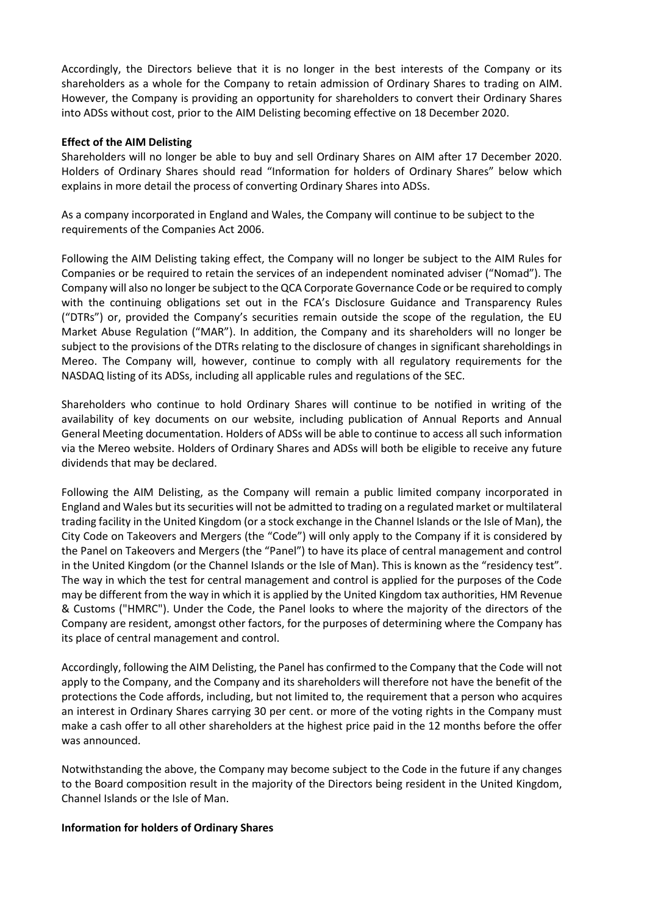Accordingly, the Directors believe that it is no longer in the best interests of the Company or its shareholders as a whole for the Company to retain admission of Ordinary Shares to trading on AIM. However, the Company is providing an opportunity for shareholders to convert their Ordinary Shares into ADSs without cost, prior to the AIM Delisting becoming effective on 18 December 2020.

**Effect of the AIM Delisting**

Shareholders will no longer be able to buy and sell Ordinary Shares on AIM after 17 December 2020. Holders of Ordinary Shares should read "Information for holders of Ordinary Shares" below which explains in more detail the process of converting Ordinary Shares into ADSs.

As a company incorporated in England and Wales, the Company will continue to be subject to the requirements of the Companies Act 2006.

Following the AIM Delisting taking effect, the Company will no longer be subject to the AIM Rules for Companies or be required to retain the services of an independent nominated adviser ("Nomad"). The Company will also no longer be subject to the QCA Corporate Governance Code or be required to comply with the continuing obligations set out in the FCA's Disclosure Guidance and Transparency Rules ("DTRs") or, provided the Company's securities remain outside the scope of the regulation, the EU Market Abuse Regulation ("MAR"). In addition, the Company and its shareholders will no longer be subject to the provisions of the DTRs relating to the disclosure of changes in significant shareholdings in Mereo. The Company will, however, continue to comply with all regulatory requirements for the NASDAQ listing of its ADSs, including all applicable rules and regulations of the SEC.

Shareholders who continue to hold Ordinary Shares will continue to be notified in writing of the availability of key documents on our website, including publication of Annual Reports and Annual General Meeting documentation. Holders of ADSs will be able to continue to access all such information via the Mereo website. Holders of Ordinary Shares and ADSs will both be eligible to receive any future dividends that may be declared.

Following the AIM Delisting, as the Company will remain a public limited company incorporated in England and Wales but its securities will not be admitted to trading on a regulated market or multilateral trading facility in the United Kingdom (or a stock exchange in the Channel Islands or the Isle of Man), the City Code on Takeovers and Mergers (the "Code") will only apply to the Company if it is considered by the Panel on Takeovers and Mergers (the "Panel") to have its place of central management and control in the United Kingdom (or the Channel Islands or the Isle of Man). This is known as the "residency test". The way in which the test for central management and control is applied for the purposes of the Code may be different from the way in which it is applied by the United Kingdom tax authorities, HM Revenue & Customs ("HMRC"). Under the Code, the Panel looks to where the majority of the directors of the Company are resident, amongst other factors, for the purposes of determining where the Company has its place of central management and control.

Accordingly, following the AIM Delisting, the Panel has confirmed to the Company that the Code will not apply to the Company, and the Company and its shareholders will therefore not have the benefit of the protections the Code affords, including, but not limited to, the requirement that a person who acquires an interest in Ordinary Shares carrying 30 per cent. or more of the voting rights in the Company must make a cash offer to all other shareholders at the highest price paid in the 12 months before the offer was announced.

Notwithstanding the above, the Company may become subject to the Code in the future if any changes to the Board composition result in the majority of the Directors being resident in the United Kingdom, Channel Islands or the Isle of Man.

**Information for holders of Ordinary Shares**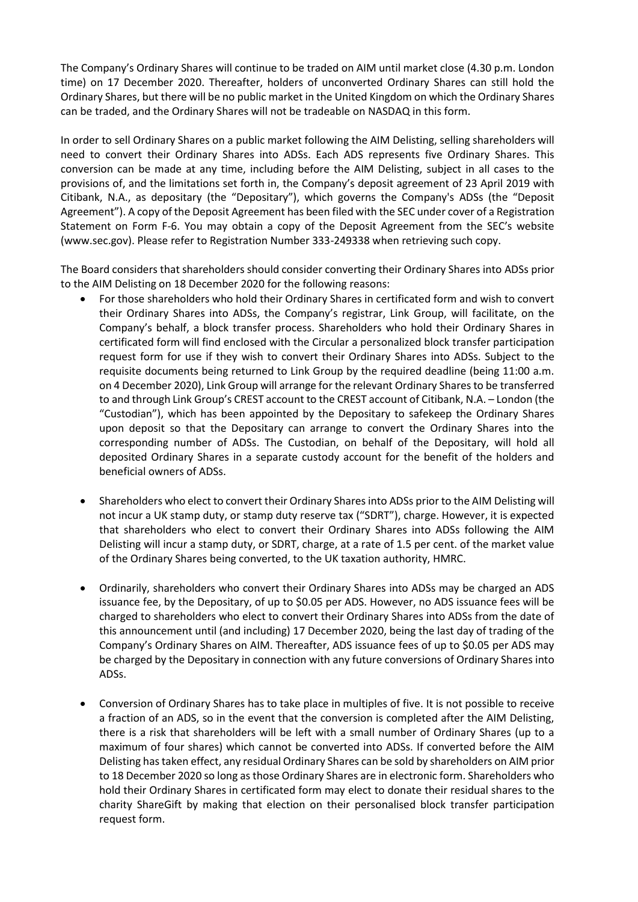The Company's Ordinary Shares will continue to be traded on AIM until market close (4.30 p.m. London time) on 17 December 2020. Thereafter, holders of unconverted Ordinary Shares can still hold the Ordinary Shares, but there will be no public market in the United Kingdom on which the Ordinary Shares can be traded, and the Ordinary Shares will not be tradeable on NASDAQ in this form.

In order to sell Ordinary Shares on a public market following the AIM Delisting, selling shareholders will need to convert their Ordinary Shares into ADSs. Each ADS represents five Ordinary Shares. This conversion can be made at any time, including before the AIM Delisting, subject in all cases to the provisions of, and the limitations set forth in, the Company's deposit agreement of 23 April 2019 with Citibank, N.A., as depositary (the "Depositary"), which governs the Company's ADSs (the "Deposit Agreement"). A copy of the Deposit Agreement has been filed with the SEC under cover of a Registration Statement on Form F-6. You may obtain a copy of the Deposit Agreement from the SEC's website (www.sec.gov). Please refer to Registration Number 333-249338 when retrieving such copy.

The Board considers that shareholders should consider converting their Ordinary Shares into ADSs prior to the AIM Delisting on 18 December 2020 for the following reasons:

- For those shareholders who hold their Ordinary Shares in certificated form and wish to convert their Ordinary Shares into ADSs, the Company's registrar, Link Group, will facilitate, on the Company's behalf, a block transfer process. Shareholders who hold their Ordinary Shares in certificated form will find enclosed with the Circular a personalized block transfer participation request form for use if they wish to convert their Ordinary Shares into ADSs. Subject to the requisite documents being returned to Link Group by the required deadline (being 11:00 a.m. on 4 December 2020), Link Group will arrange for the relevant Ordinary Shares to be transferred to and through Link Group's CREST account to the CREST account of Citibank, N.A. – London (the "Custodian"), which has been appointed by the Depositary to safekeep the Ordinary Shares upon deposit so that the Depositary can arrange to convert the Ordinary Shares into the corresponding number of ADSs. The Custodian, on behalf of the Depositary, will hold all deposited Ordinary Shares in a separate custody account for the benefit of the holders and beneficial owners of ADSs.

- Shareholders who elect to convert their Ordinary Shares into ADSs prior to the AIM Delisting will not incur a UK stamp duty, or stamp duty reserve tax ("SDRT"), charge. However, it is expected that shareholders who elect to convert their Ordinary Shares into ADSs following the AIM Delisting will incur a stamp duty, or SDRT, charge, at a rate of 1.5 per cent. of the market value of the Ordinary Shares being converted, to the UK taxation authority, HMRC.

- Ordinarily, shareholders who convert their Ordinary Shares into ADSs may be charged an ADS issuance fee, by the Depositary, of up to $0.05 per ADS. However, no ADS issuance fees will be charged to shareholders who elect to convert their Ordinary Shares into ADSs from the date of this announcement until (and including) 17 December 2020, being the last day of trading of the Company's Ordinary Shares on AIM. Thereafter, ADS issuance fees of up to $0.05 per ADS may be charged by the Depositary in connection with any future conversions of Ordinary Shares into ADSs.

- Conversion of Ordinary Shares has to take place in multiples of five. It is not possible to receive a fraction of an ADS, so in the event that the conversion is completed after the AIM Delisting, there is a risk that shareholders will be left with a small number of Ordinary Shares (up to a maximum of four shares) which cannot be converted into ADSs. If converted before the AIM Delisting has taken effect, any residual Ordinary Shares can be sold by shareholders on AIM prior to 18 December 2020 so long as those Ordinary Shares are in electronic form. Shareholders who hold their Ordinary Shares in certificated form may elect to donate their residual shares to the charity ShareGift by making that election on their personalised block transfer participation request form.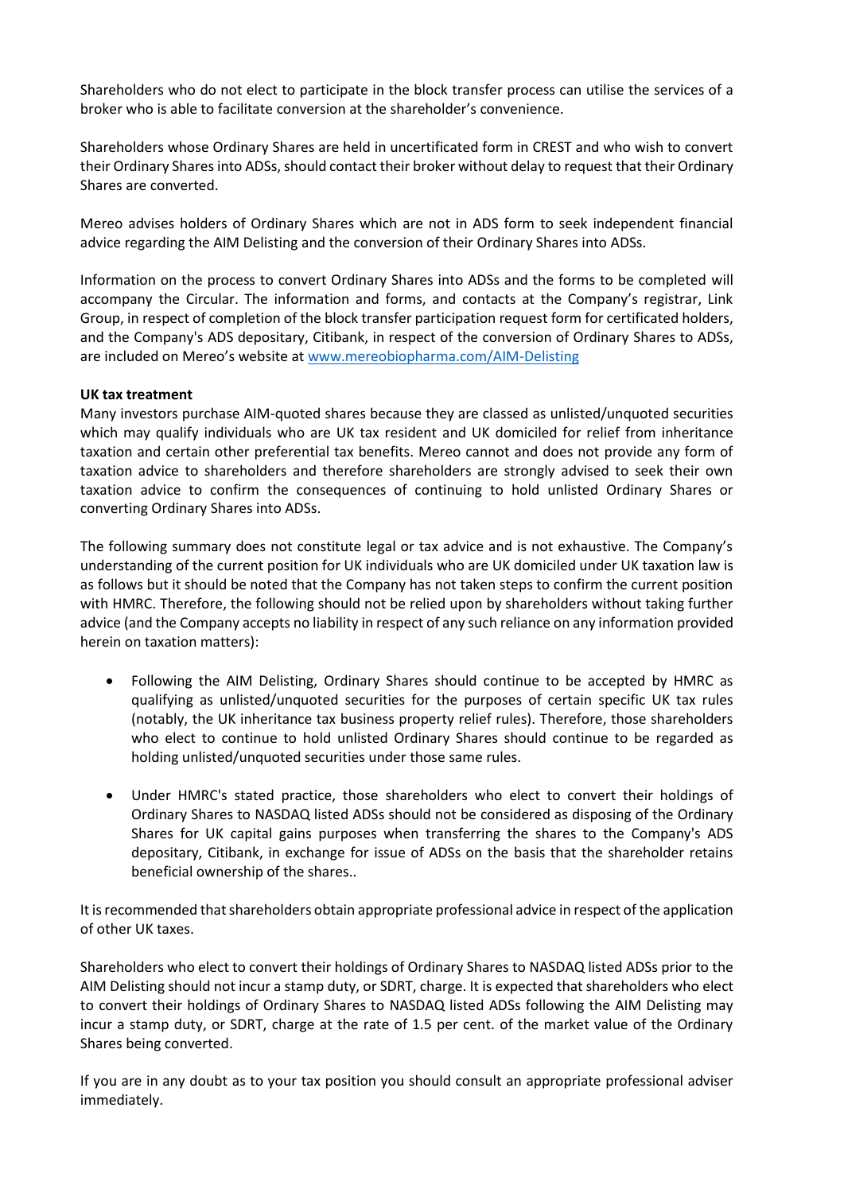Shareholders who do not elect to participate in the block transfer process can utilise the services of a broker who is able to facilitate conversion at the shareholder's convenience.

Shareholders whose Ordinary Shares are held in uncertificated form in CREST and who wish to convert their Ordinary Shares into ADSs, should contact their broker without delay to request that their Ordinary Shares are converted.

Mereo advises holders of Ordinary Shares which are not in ADS form to seek independent financial advice regarding the AIM Delisting and the conversion of their Ordinary Shares into ADSs.

Information on the process to convert Ordinary Shares into ADSs and the forms to be completed will accompany the Circular. The information and forms, and contacts at the Company's registrar, Link Group, in respect of completion of the block transfer participation request form for certificated holders, and the Company's ADS depositary, Citibank, in respect of the conversion of Ordinary Shares to ADSs, are included on Mereo's website at [www.mereobiopharma.com/AIM-Delisting](www.mereobiopharma.com/AIM-Delisting)

**UK tax treatment**

Many investors purchase AIM-quoted shares because they are classed as unlisted/unquoted securities which may qualify individuals who are UK tax resident and UK domiciled for relief from inheritance taxation and certain other preferential tax benefits. Mereo cannot and does not provide any form of taxation advice to shareholders and therefore shareholders are strongly advised to seek their own taxation advice to confirm the consequences of continuing to hold unlisted Ordinary Shares or converting Ordinary Shares into ADSs.

The following summary does not constitute legal or tax advice and is not exhaustive. The Company's understanding of the current position for UK individuals who are UK domiciled under UK taxation law is as follows but it should be noted that the Company has not taken steps to confirm the current position with HMRC. Therefore, the following should not be relied upon by shareholders without taking further advice (and the Company accepts no liability in respect of any such reliance on any information provided herein on taxation matters):

- Following the AIM Delisting, Ordinary Shares should continue to be accepted by HMRC as qualifying as unlisted/unquoted securities for the purposes of certain specific UK tax rules (notably, the UK inheritance tax business property relief rules). Therefore, those shareholders who elect to continue to hold unlisted Ordinary Shares should continue to be regarded as holding unlisted/unquoted securities under those same rules.

- Under HMRC's stated practice, those shareholders who elect to convert their holdings of Ordinary Shares to NASDAQ listed ADSs should not be considered as disposing of the Ordinary Shares for UK capital gains purposes when transferring the shares to the Company's ADS depositary, Citibank, in exchange for issue of ADSs on the basis that the shareholder retains beneficial ownership of the shares..

It is recommended that shareholders obtain appropriate professional advice in respect of the application of other UK taxes.

Shareholders who elect to convert their holdings of Ordinary Shares to NASDAQ listed ADSs prior to the AIM Delisting should not incur a stamp duty, or SDRT, charge. It is expected that shareholders who elect to convert their holdings of Ordinary Shares to NASDAQ listed ADSs following the AIM Delisting may incur a stamp duty, or SDRT, charge at the rate of 1.5 per cent. of the market value of the Ordinary Shares being converted.

If you are in any doubt as to your tax position you should consult an appropriate professional adviser immediately.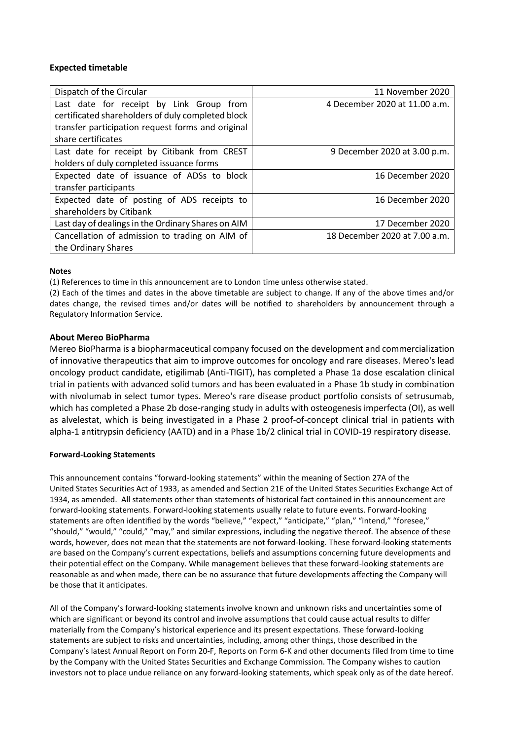### Expected timetable

| | |
|---|---|
| Dispatch of the Circular | 11 November 2020 |
| Last date for receipt by Link Group from certificated shareholders of duly completed block transfer participation request forms and original share certificates | 4 December 2020 at 11.00 a.m. |
| Last date for receipt by Citibank from CREST holders of duly completed issuance forms | 9 December 2020 at 3.00 p.m. |
| Expected date of issuance of ADSs to block transfer participants | 16 December 2020 |
| Expected date of posting of ADS receipts to shareholders by Citibank | 16 December 2020 |
| Last day of dealings in the Ordinary Shares on AIM | 17 December 2020 |
| Cancellation of admission to trading on AIM of the Ordinary Shares | 18 December 2020 at 7.00 a.m. |

**Notes**

(1) References to time in this announcement are to London time unless otherwise stated.

(2) Each of the times and dates in the above timetable are subject to change. If any of the above times and/or dates change, the revised times and/or dates will be notified to shareholders by announcement through a Regulatory Information Service.

### About Mereo BioPharma

Mereo BioPharma is a biopharmaceutical company focused on the development and commercialization of innovative therapeutics that aim to improve outcomes for oncology and rare diseases. Mereo's lead oncology product candidate, etigilimab (Anti-TIGIT), has completed a Phase 1a dose escalation clinical trial in patients with advanced solid tumors and has been evaluated in a Phase 1b study in combination with nivolumab in select tumor types. Mereo's rare disease product portfolio consists of setrusumab, which has completed a Phase 2b dose-ranging study in adults with osteogenesis imperfecta (OI), as well as alvelestat, which is being investigated in a Phase 2 proof-of-concept clinical trial in patients with alpha-1 antitrypsin deficiency (AATD) and in a Phase 1b/2 clinical trial in COVID-19 respiratory disease.

**Forward-Looking Statements**

This announcement contains "forward-looking statements" within the meaning of Section 27A of the United States Securities Act of 1933, as amended and Section 21E of the United States Securities Exchange Act of 1934, as amended. All statements other than statements of historical fact contained in this announcement are forward-looking statements. Forward-looking statements usually relate to future events. Forward-looking statements are often identified by the words "believe," "expect," "anticipate," "plan," "intend," "foresee," "should," "would," "could," "may," and similar expressions, including the negative thereof. The absence of these words, however, does not mean that the statements are not forward-looking. These forward-looking statements are based on the Company's current expectations, beliefs and assumptions concerning future developments and their potential effect on the Company. While management believes that these forward-looking statements are reasonable as and when made, there can be no assurance that future developments affecting the Company will be those that it anticipates.

All of the Company's forward-looking statements involve known and unknown risks and uncertainties some of which are significant or beyond its control and involve assumptions that could cause actual results to differ materially from the Company's historical experience and its present expectations. These forward-looking statements are subject to risks and uncertainties, including, among other things, those described in the Company's latest Annual Report on Form 20-F, Reports on Form 6-K and other documents filed from time to time by the Company with the United States Securities and Exchange Commission. The Company wishes to caution investors not to place undue reliance on any forward-looking statements, which speak only as of the date hereof.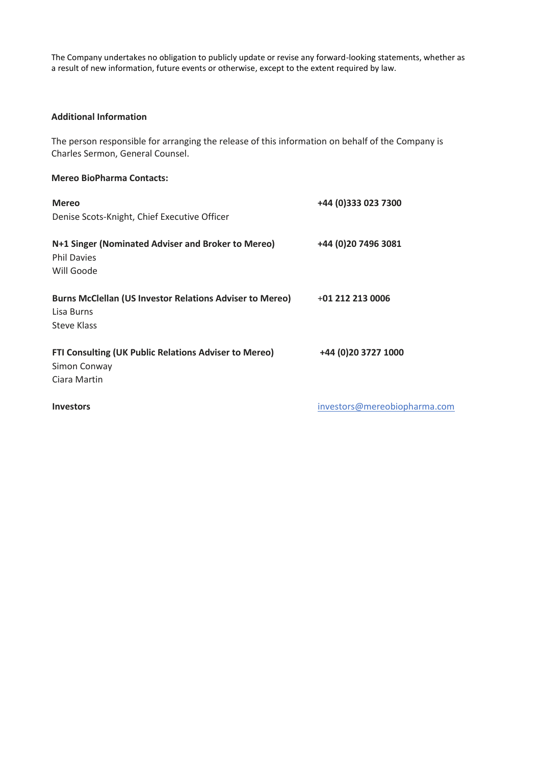The Company undertakes no obligation to publicly update or revise any forward-looking statements, whether as a result of new information, future events or otherwise, except to the extent required by law.

**Additional Information**

The person responsible for arranging the release of this information on behalf of the Company is Charles Sermon, General Counsel.

**Mereo BioPharma Contacts:**

| | |
|---|---|
| **Mereo**<br>Denise Scots-Knight, Chief Executive Officer | **+44 (0)333 023 7300** |
| **N+1 Singer (Nominated Adviser and Broker to Mereo)**<br>Phil Davies<br>Will Goode | **+44 (0)20 7496 3081** |
| **Burns McClellan (US Investor Relations Adviser to Mereo)**<br>Lisa Burns<br>Steve Klass | **+01 212 213 0006** |
| **FTI Consulting (UK Public Relations Adviser to Mereo)**<br>Simon Conway<br>Ciara Martin | **+44 (0)20 3727 1000** |
| **Investors** | investors@mereobiopharma.com |